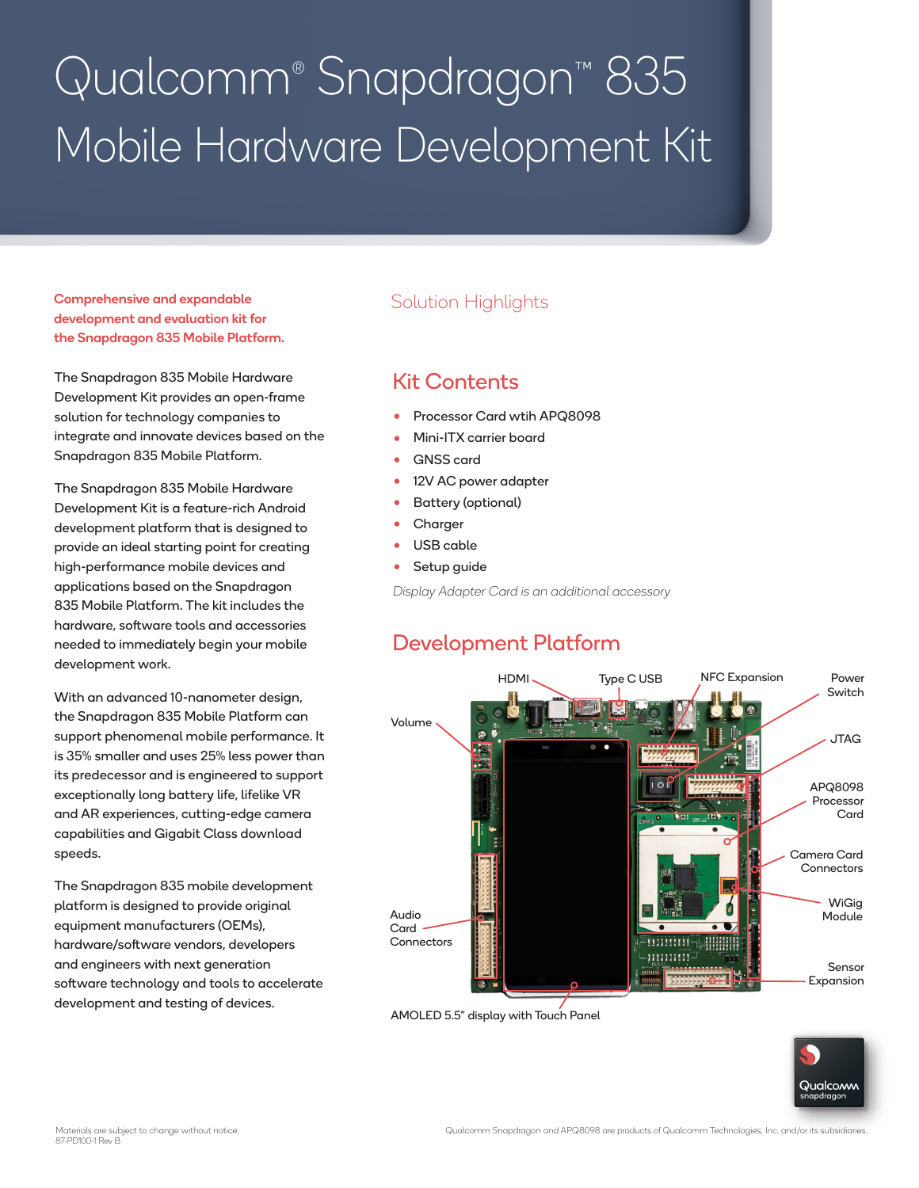# Qualcomm® Snapdragon™ 835 Mobile Hardware Development Kit

**Comprehensive and expandable development and evaluation kit for the Snapdragon 835 Mobile Platform.**

The Snapdragon 835 Mobile Hardware Development Kit provides an open-frame solution for technology companies to integrate and innovate devices based on the Snapdragon 835 Mobile Platform.

The Snapdragon 835 Mobile Hardware Development Kit is a feature-rich Android development platform that is designed to provide an ideal starting point for creating high-performance mobile devices and applications based on the Snapdragon 835 Mobile Platform. The kit includes the hardware, software tools and accessories needed to immediately begin your mobile development work.

With an advanced 10-nanometer design, the Snapdragon 835 Mobile Platform can support phenomenal mobile performance. It is 35% smaller and uses 25% less power than its predecessor and is engineered to support exceptionally long battery life, lifelike VR and AR experiences, cutting-edge camera capabilities and Gigabit Class download speeds.

The Snapdragon 835 mobile development platform is designed to provide original equipment manufacturers (OEMs), hardware/software vendors, developers and engineers with next generation software technology and tools to accelerate development and testing of devices.

## Solution Highlights

### Kit Contents

- Processor Card wtih APQ8098
- Mini-ITX carrier board
- GNSS card
- 12V AC power adapter
- Battery (optional)
- Charger
- USB cable
- Setup guide

*Display Adapter Card is an additional accessory*

### Development Platform

HDMI, Type C USB, NFC Expansion, Power Switch, Volume, JTAG, APQ8098 Processor Card, Camera Card Connectors, WiGig Module, Audio Card Connectors, Sensor Expansion

AMOLED 5.5" display with Touch Panel

Materials are subject to change without notice.
87-PD100-1 Rev B

Qualcomm Snapdragon and APQ8098 are products of Qualcomm Technologies, Inc. and/or its subsidiaries.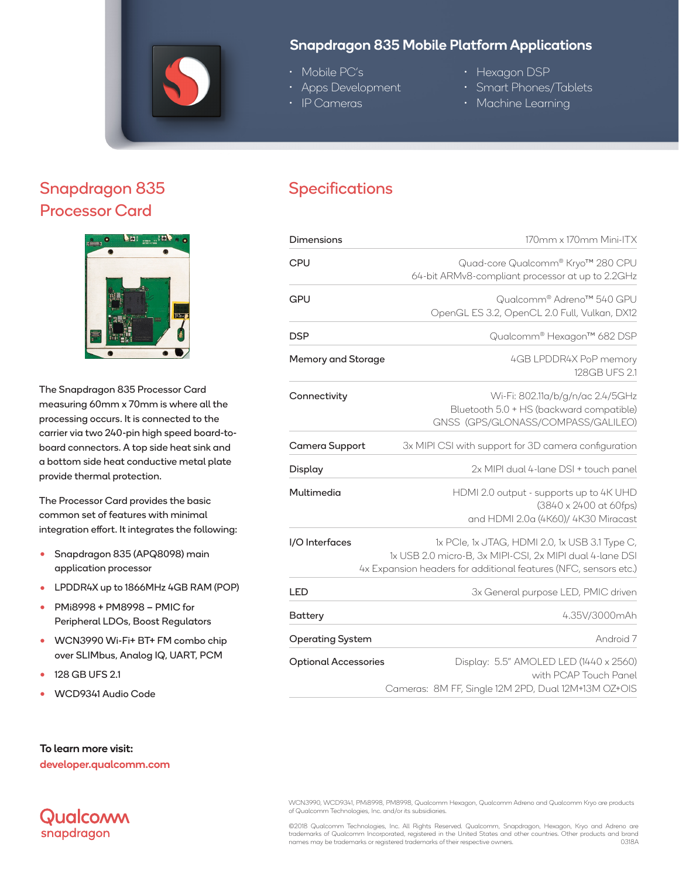## Snapdragon 835 Mobile Platform Applications

- Mobile PC's
- Apps Development
- IP Cameras
- Hexagon DSP
- Smart Phones/Tablets
- Machine Learning

## Snapdragon 835 Processor Card

The Snapdragon 835 Processor Card measuring 60mm x 70mm is where all the processing occurs. It is connected to the carrier via two 240-pin high speed board-to-board connectors. A top side heat sink and a bottom side heat conductive metal plate provide thermal protection.

The Processor Card provides the basic common set of features with minimal integration effort. It integrates the following:

- Snapdragon 835 (APQ8098) main application processor
- LPDDR4X up to 1866MHz 4GB RAM (POP)
- PMi8998 + PM8998 – PMIC for Peripheral LDOs, Boost Regulators
- WCN3990 Wi-Fi+ BT+ FM combo chip over SLIMbus, Analog IQ, UART, PCM
- 128 GB UFS 2.1
- WCD9341 Audio Code

**To learn more visit:**
**developer.qualcomm.com**

## Specifications

| | |
|---|---|
| Dimensions | 170mm x 170mm Mini-ITX |
| CPU | Quad-core Qualcomm® Kryo™ 280 CPU<br>64-bit ARMv8-compliant processor at up to 2.2GHz |
| GPU | Qualcomm® Adreno™ 540 GPU<br>OpenGL ES 3.2, OpenCL 2.0 Full, Vulkan, DX12 |
| DSP | Qualcomm® Hexagon™ 682 DSP |
| Memory and Storage | 4GB LPDDR4X PoP memory<br>128GB UFS 2.1 |
| Connectivity | Wi-Fi: 802.11a/b/g/n/ac 2.4/5GHz<br>Bluetooth 5.0 + HS (backward compatible)<br>GNSS (GPS/GLONASS/COMPASS/GALILEO) |
| Camera Support | 3x MIPI CSI with support for 3D camera configuration |
| Display | 2x MIPI dual 4-lane DSI + touch panel |
| Multimedia | HDMI 2.0 output - supports up to 4K UHD (3840 x 2400 at 60fps)<br>and HDMI 2.0a (4K60)/ 4K30 Miracast |
| I/O Interfaces | 1x PCIe, 1x JTAG, HDMI 2.0, 1x USB 3.1 Type C,<br>1x USB 2.0 micro-B, 3x MIPI-CSI, 2x MIPI dual 4-lane DSI<br>4x Expansion headers for additional features (NFC, sensors etc.) |
| LED | 3x General purpose LED, PMIC driven |
| Battery | 4.35V/3000mAh |
| Operating System | Android 7 |
| Optional Accessories | Display: 5.5" AMOLED LED (1440 x 2560)<br>with PCAP Touch Panel<br>Cameras: 8M FF, Single 12M 2PD, Dual 12M+13M OZ+OIS |

Qualcomm snapdragon

WCN3990, WCD9341, PMi8998, PM8998, Qualcomm Hexagon, Qualcomm Adreno and Qualcomm Kryo are products of Qualcomm Technologies, Inc. and/or its subsidiaries.

©2018 Qualcomm Technologies, Inc. All Rights Reserved. Qualcomm, Snapdragon, Hexagon, Kryo and Adreno are trademarks of Qualcomm Incorporated, registered in the United States and other countries. Other products and brand names may be trademarks or registered trademarks of their respective owners. 0318A